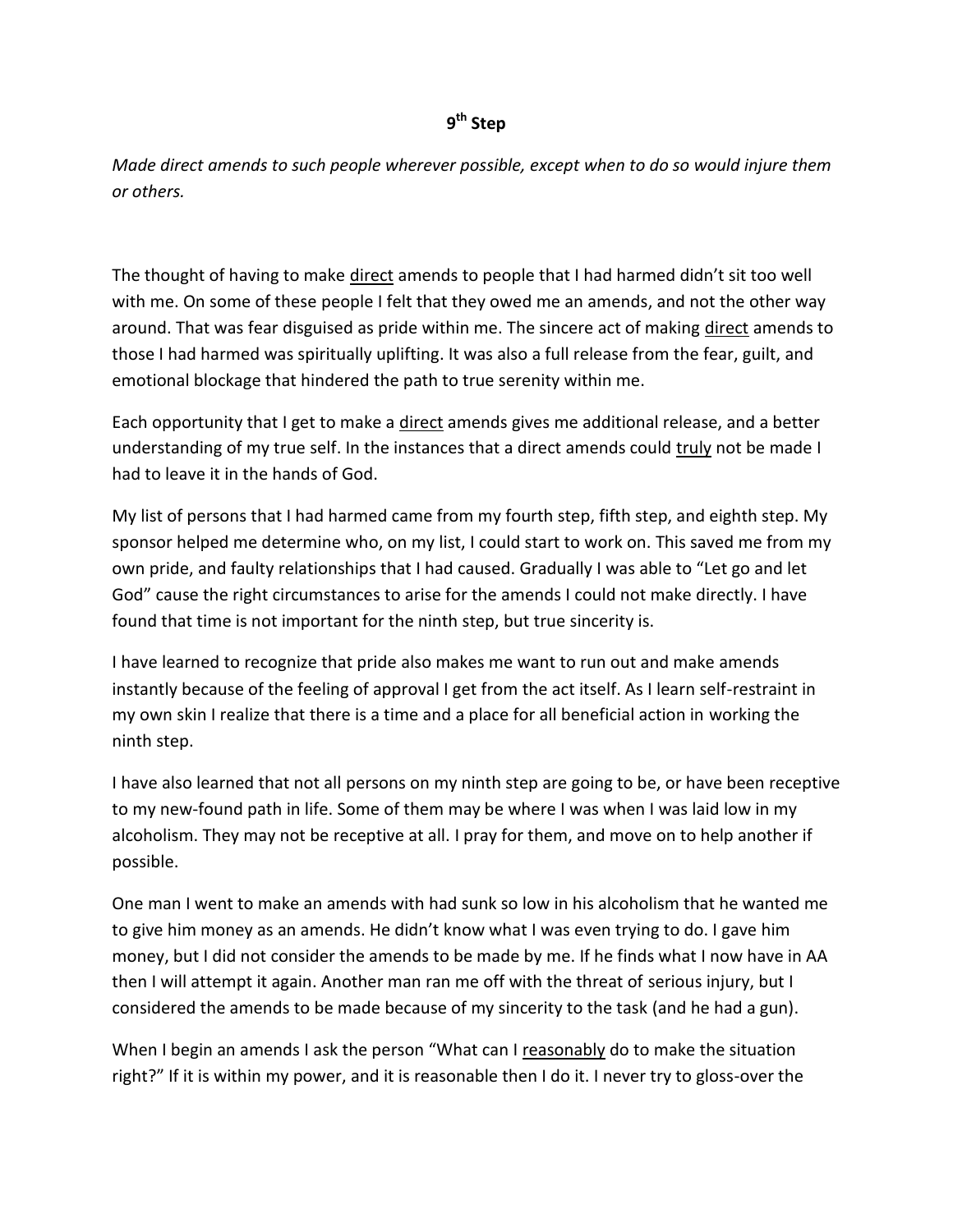# 9th Step

*Made direct amends to such people wherever possible, except when to do so would injure them or others.*

The thought of having to make <u>direct</u> amends to people that I had harmed didn't sit too well with me. On some of these people I felt that they owed me an amends, and not the other way around. That was fear disguised as pride within me. The sincere act of making <u>direct</u> amends to those I had harmed was spiritually uplifting. It was also a full release from the fear, guilt, and emotional blockage that hindered the path to true serenity within me.

Each opportunity that I get to make a <u>direct</u> amends gives me additional release, and a better understanding of my true self. In the instances that a direct amends could <u>truly</u> not be made I had to leave it in the hands of God.

My list of persons that I had harmed came from my fourth step, fifth step, and eighth step. My sponsor helped me determine who, on my list, I could start to work on. This saved me from my own pride, and faulty relationships that I had caused. Gradually I was able to "Let go and let God" cause the right circumstances to arise for the amends I could not make directly. I have found that time is not important for the ninth step, but true sincerity is.

I have learned to recognize that pride also makes me want to run out and make amends instantly because of the feeling of approval I get from the act itself. As I learn self-restraint in my own skin I realize that there is a time and a place for all beneficial action in working the ninth step.

I have also learned that not all persons on my ninth step are going to be, or have been receptive to my new-found path in life. Some of them may be where I was when I was laid low in my alcoholism. They may not be receptive at all. I pray for them, and move on to help another if possible.

One man I went to make an amends with had sunk so low in his alcoholism that he wanted me to give him money as an amends. He didn't know what I was even trying to do. I gave him money, but I did not consider the amends to be made by me. If he finds what I now have in AA then I will attempt it again. Another man ran me off with the threat of serious injury, but I considered the amends to be made because of my sincerity to the task (and he had a gun).

When I begin an amends I ask the person "What can I <u>reasonably</u> do to make the situation right?" If it is within my power, and it is reasonable then I do it. I never try to gloss-over the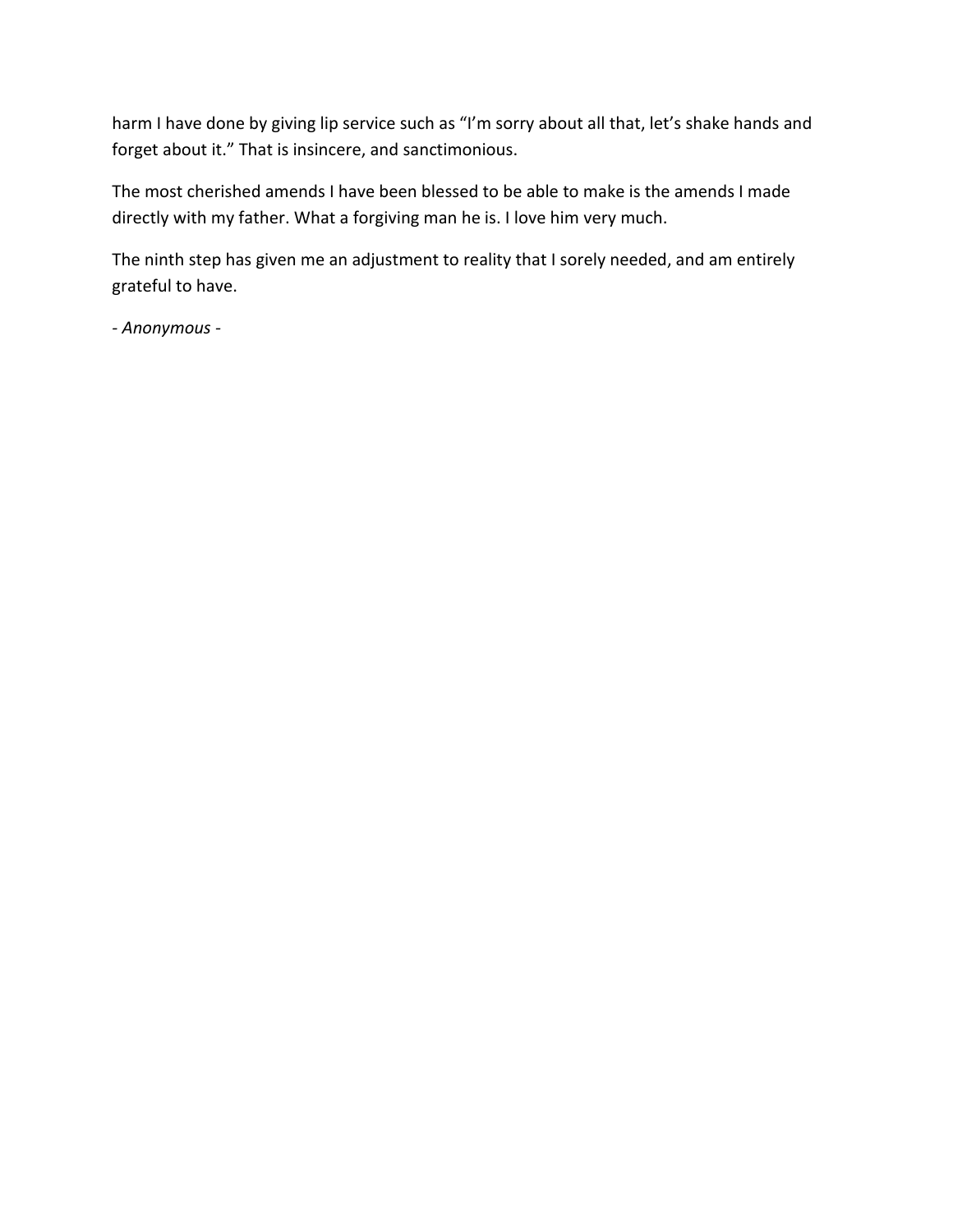harm I have done by giving lip service such as “I’m sorry about all that, let’s shake hands and forget about it.” That is insincere, and sanctimonious.

The most cherished amends I have been blessed to be able to make is the amends I made directly with my father. What a forgiving man he is. I love him very much.

The ninth step has given me an adjustment to reality that I sorely needed, and am entirely grateful to have.

- *Anonymous* -